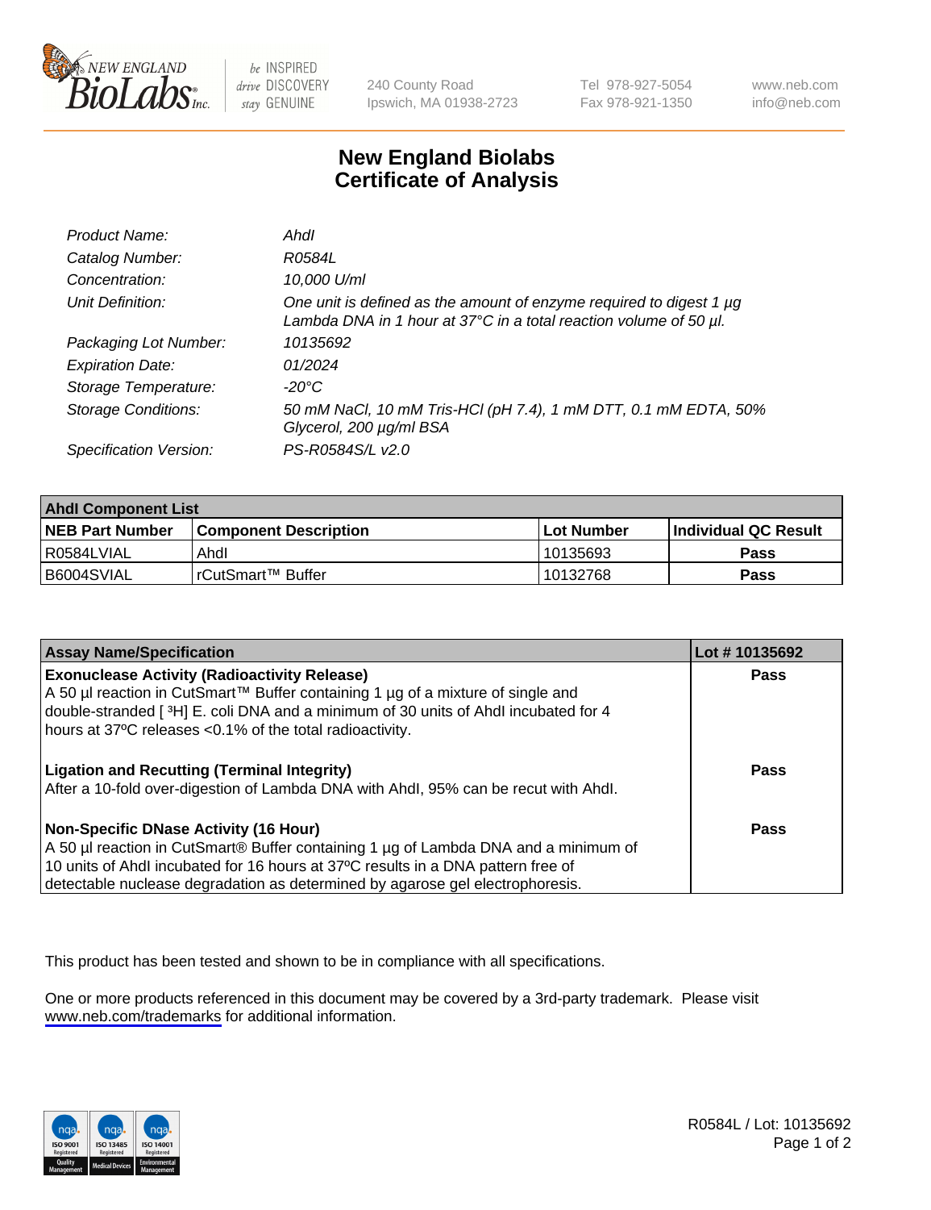# New England Biolabs Certificate of Analysis

| | |
|---|---|
| *Product Name:* | *AhdI* |
| *Catalog Number:* | *R0584L* |
| *Concentration:* | *10,000 U/ml* |
| *Unit Definition:* | *One unit is defined as the amount of enzyme required to digest 1 µg Lambda DNA in 1 hour at 37°C in a total reaction volume of 50 µl.* |
| *Packaging Lot Number:* | *10135692* |
| *Expiration Date:* | *01/2024* |
| *Storage Temperature:* | *-20°C* |
| *Storage Conditions:* | *50 mM NaCl, 10 mM Tris-HCl (pH 7.4), 1 mM DTT, 0.1 mM EDTA, 50% Glycerol, 200 µg/ml BSA* |
| *Specification Version:* | *PS-R0584S/L v2.0* |

| **AhdI Component List** | | | |
|---|---|---|---|
| **NEB Part Number** | **Component Description** | **Lot Number** | **Individual QC Result** |
| R0584LVIAL | AhdI | 10135693 | **Pass** |
| B6004SVIAL | rCutSmart™ Buffer | 10132768 | **Pass** |

| **Assay Name/Specification** | **Lot # 10135692** |
|---|---|
| **Exonuclease Activity (Radioactivity Release)**<br>A 50 µl reaction in CutSmart™ Buffer containing 1 µg of a mixture of single and double-stranded [ $^3$H] E. coli DNA and a minimum of 30 units of AhdI incubated for 4 hours at 37ºC releases <0.1% of the total radioactivity. | **Pass** |
| **Ligation and Recutting (Terminal Integrity)**<br>After a 10-fold over-digestion of Lambda DNA with AhdI, 95% can be recut with AhdI. | **Pass** |
| **Non-Specific DNase Activity (16 Hour)**<br>A 50 µl reaction in CutSmart® Buffer containing 1 µg of Lambda DNA and a minimum of 10 units of AhdI incubated for 16 hours at 37ºC results in a DNA pattern free of detectable nuclease degradation as determined by agarose gel electrophoresis. | **Pass** |

This product has been tested and shown to be in compliance with all specifications.

One or more products referenced in this document may be covered by a 3rd-party trademark. Please visit www.neb.com/trademarks for additional information.

R0584L / Lot: 10135692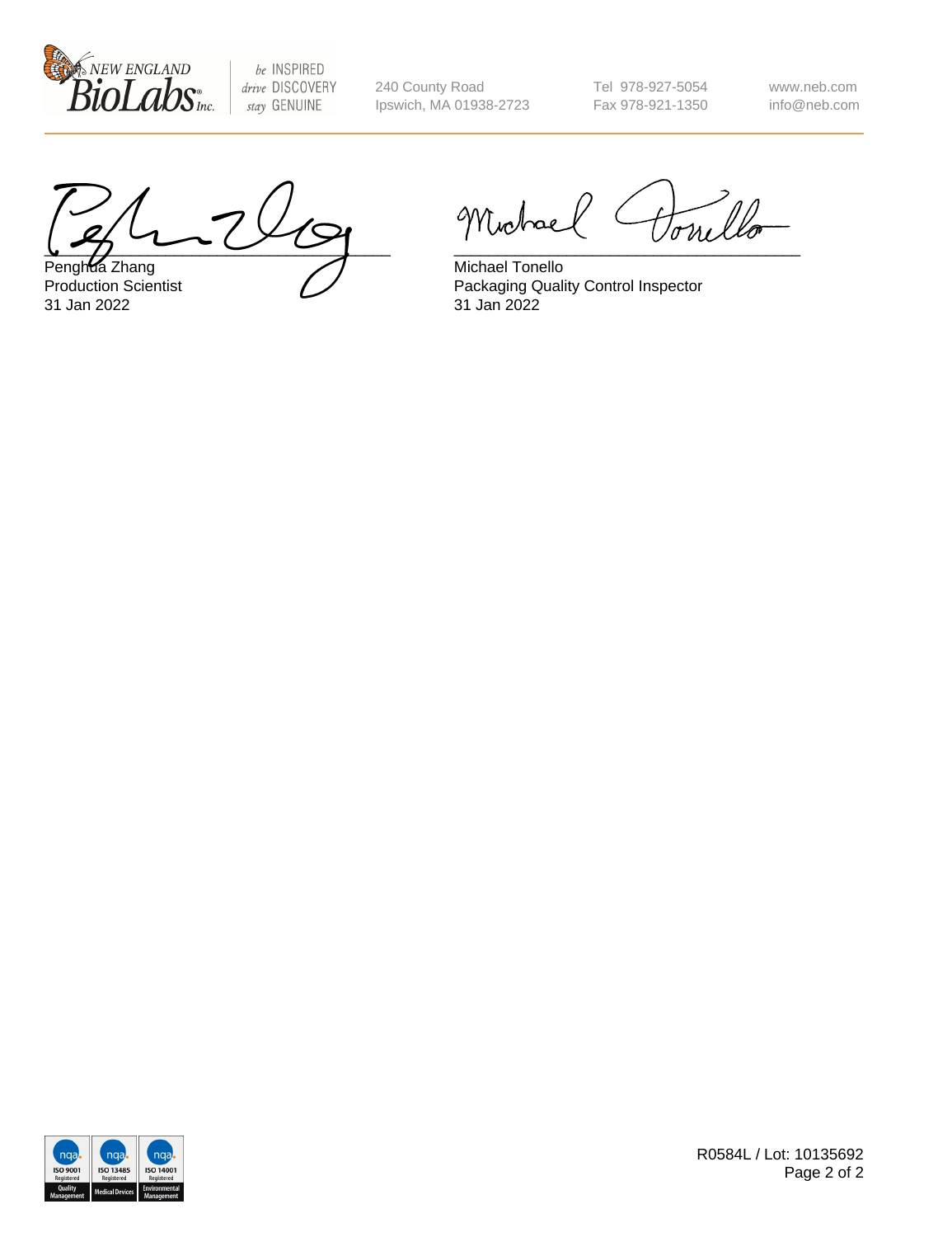NEW ENGLAND BioLabs Inc.

be INSPIRED drive DISCOVERY stay GENUINE

240 County Road
Ipswich, MA 01938-2723

Tel 978-927-5054
Fax 978-921-1350

www.neb.com
info@neb.com

Penghua Zhang
Production Scientist
31 Jan 2022

Michael Tonello
Packaging Quality Control Inspector
31 Jan 2022

R0584L / Lot: 10135692